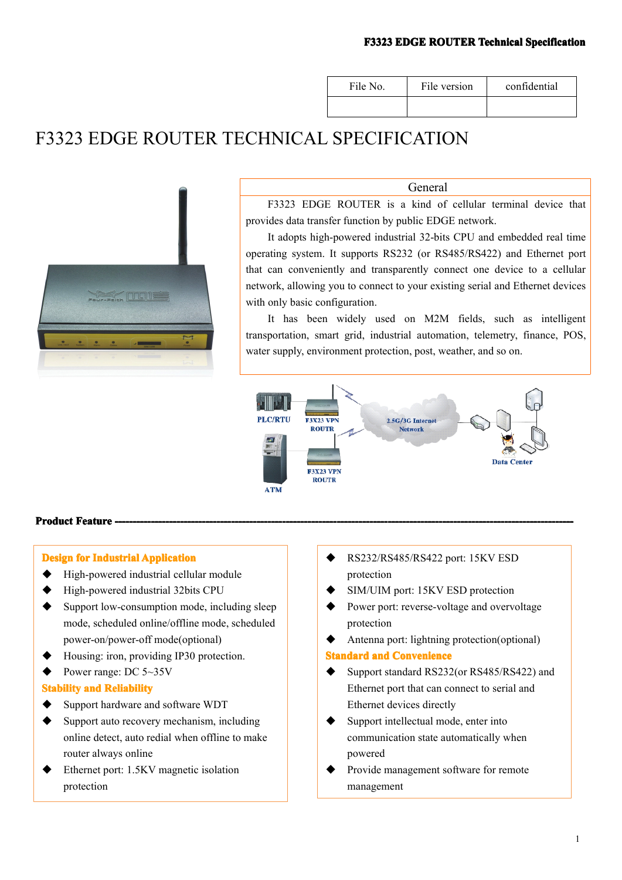| File No. | File version | confidential |
| --- | --- | --- |
| | | |

# F3323 EDGE ROUTER TECHNICAL SPECIFICATION

## General

F3323 EDGE ROUTER is a kind of cellular terminal device that provides data transfer function by public EDGE network.

It adopts high-powered industrial 32-bits CPU and embedded real time operating system. It supports RS232 (or RS485/RS422) and Ethernet port that can conveniently and transparently connect one device to a cellular network, allowing you to connect to your existing serial and Ethernet devices with only basic configuration.

It has been widely used on M2M fields, such as intelligent transportation, smart grid, industrial automation, telemetry, finance, POS, water supply, environment protection, post, weather, and so on.

## Product Feature

### Design for Industrial Application

- High-powered industrial cellular module
- High-powered industrial 32bits CPU
- Support low-consumption mode, including sleep mode, scheduled online/offline mode, scheduled power-on/power-off mode(optional)
- Housing: iron, providing IP30 protection.
- Power range: DC 5~35V

### Stability and Reliability

- Support hardware and software WDT
- Support auto recovery mechanism, including online detect, auto redial when offline to make router always online
- Ethernet port: 1.5KV magnetic isolation protection
- RS232/RS485/RS422 port: 15KV ESD protection
- SIM/UIM port: 15KV ESD protection
- Power port: reverse-voltage and overvoltage protection
- Antenna port: lightning protection(optional)

### Standard and Convenience

- Support standard RS232(or RS485/RS422) and Ethernet port that can connect to serial and Ethernet devices directly
- Support intellectual mode, enter into communication state automatically when powered
- Provide management software for remote management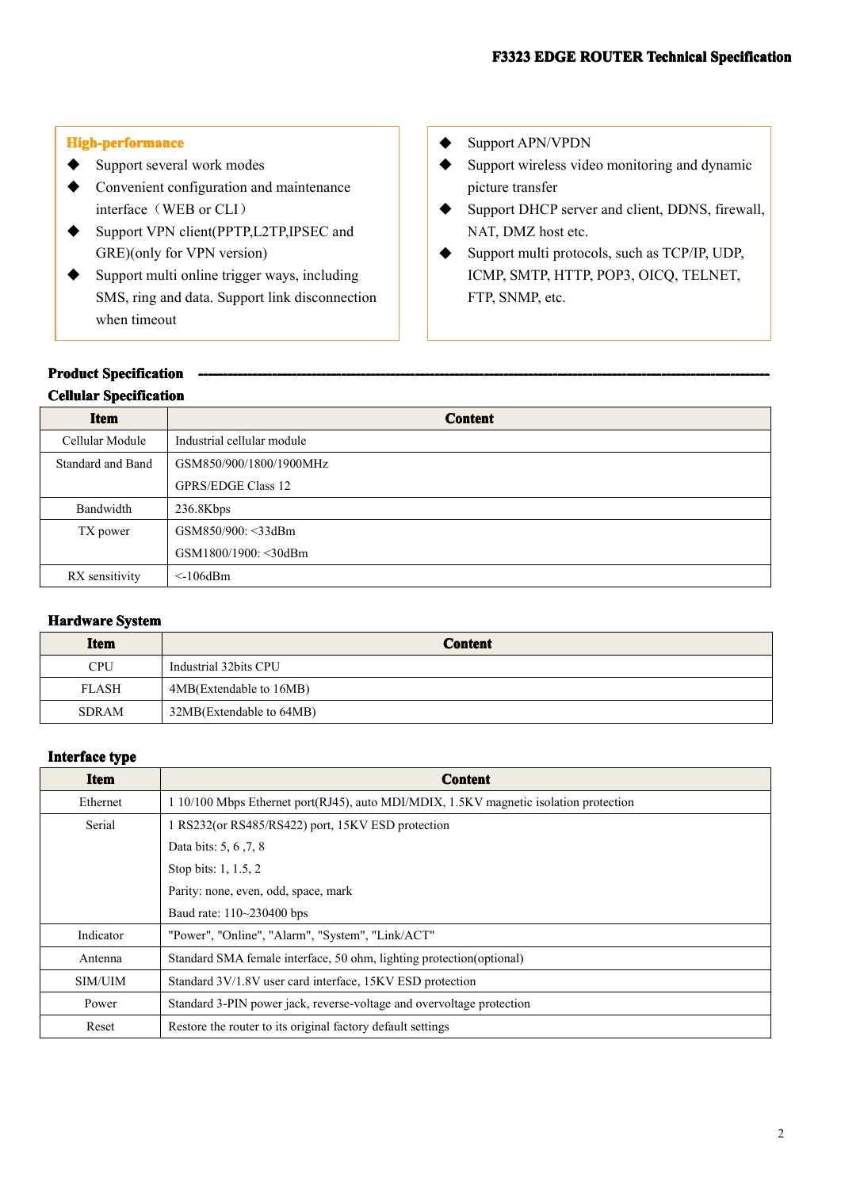**High-performance**

- Support several work modes
- Convenient configuration and maintenance interface（WEB or CLI）
- Support VPN client(PPTP,L2TP,IPSEC and GRE)(only for VPN version)
- Support multi online trigger ways, including SMS, ring and data. Support link disconnection when timeout
- Support APN/VPDN
- Support wireless video monitoring and dynamic picture transfer
- Support DHCP server and client, DDNS, firewall, NAT, DMZ host etc.
- Support multi protocols, such as TCP/IP, UDP, ICMP, SMTP, HTTP, POP3, OICQ, TELNET, FTP, SNMP, etc.

## Product Specification

### Cellular Specification

| Item | Content |
|---|---|
| Cellular Module | Industrial cellular module |
| Standard and Band | GSM850/900/1800/1900MHz<br>GPRS/EDGE Class 12 |
| Bandwidth | 236.8Kbps |
| TX power | GSM850/900: <33dBm<br>GSM1800/1900: <30dBm |
| RX sensitivity | <-106dBm |

### Hardware System

| Item | Content |
|---|---|
| CPU | Industrial 32bits CPU |
| FLASH | 4MB(Extendable to 16MB) |
| SDRAM | 32MB(Extendable to 64MB) |

### Interface type

| Item | Content |
|---|---|
| Ethernet | 1 10/100 Mbps Ethernet port(RJ45), auto MDI/MDIX, 1.5KV magnetic isolation protection |
| Serial | 1 RS232(or RS485/RS422) port, 15KV ESD protection<br>Data bits: 5, 6 ,7, 8<br>Stop bits: 1, 1.5, 2<br>Parity: none, even, odd, space, mark<br>Baud rate: 110~230400 bps |
| Indicator | "Power", "Online", "Alarm", "System", "Link/ACT" |
| Antenna | Standard SMA female interface, 50 ohm, lighting protection(optional) |
| SIM/UIM | Standard 3V/1.8V user card interface, 15KV ESD protection |
| Power | Standard 3-PIN power jack, reverse-voltage and overvoltage protection |
| Reset | Restore the router to its original factory default settings |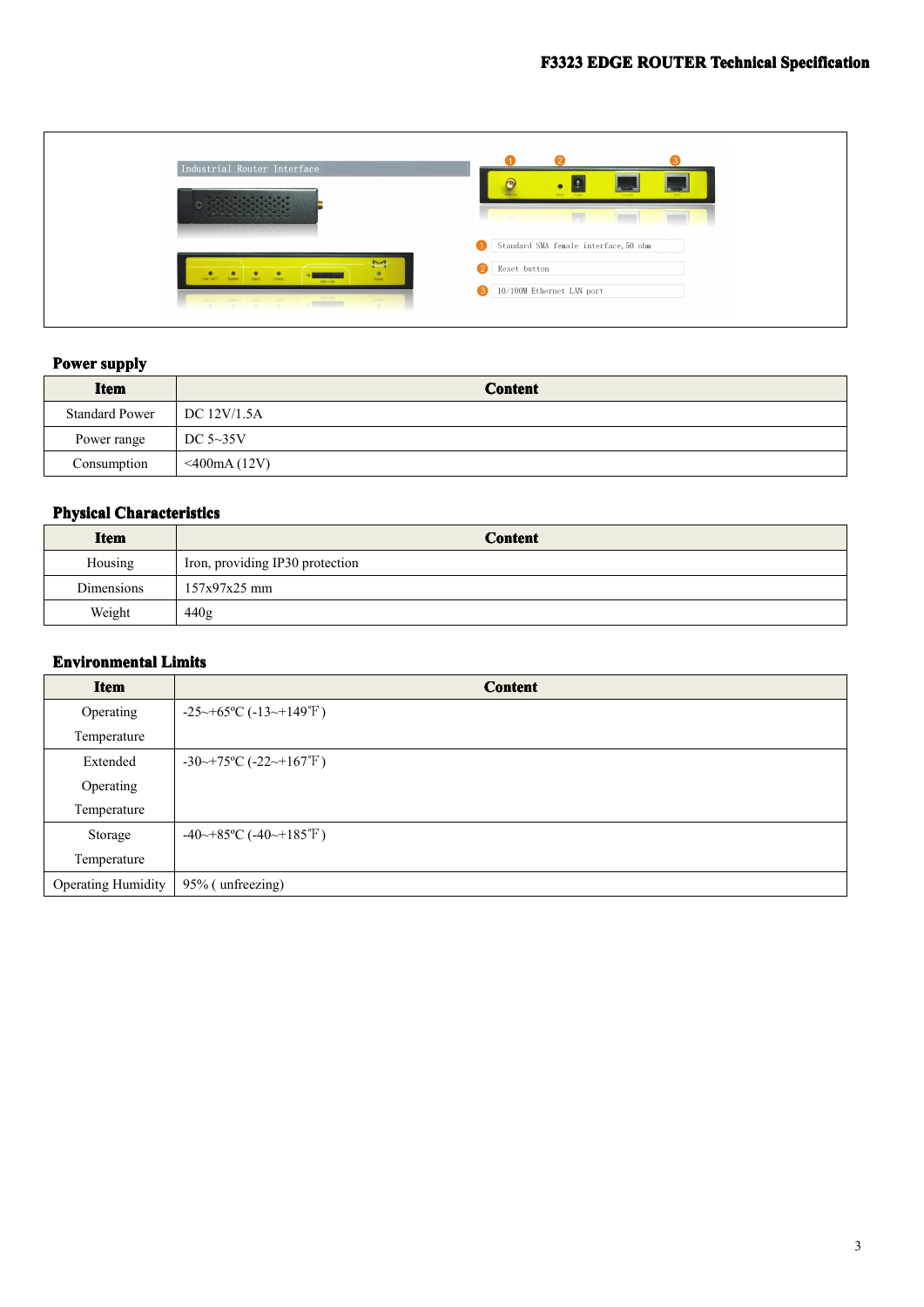F3323 EDGE ROUTER Technical Specification

Industrial Router Interface

1 Standard SMA female interface, 50 ohm

2 Reset button

3 10/100M Ethernet LAN port

### Power supply

| Item | Content |
|---|---|
| Standard Power | DC 12V/1.5A |
| Power range | DC 5~35V |
| Consumption | <400mA (12V) |

### Physical Characteristics

| Item | Content |
|---|---|
| Housing | Iron, providing IP30 protection |
| Dimensions | 157x97x25 mm |
| Weight | 440g |

### Environmental Limits

| Item | Content |
|---|---|
| Operating Temperature | -25~+65ºC (-13~+149℉) |
| Extended Operating Temperature | -30~+75ºC (-22~+167℉) |
| Storage Temperature | -40~+85ºC (-40~+185℉) |
| Operating Humidity | 95% ( unfreezing) |